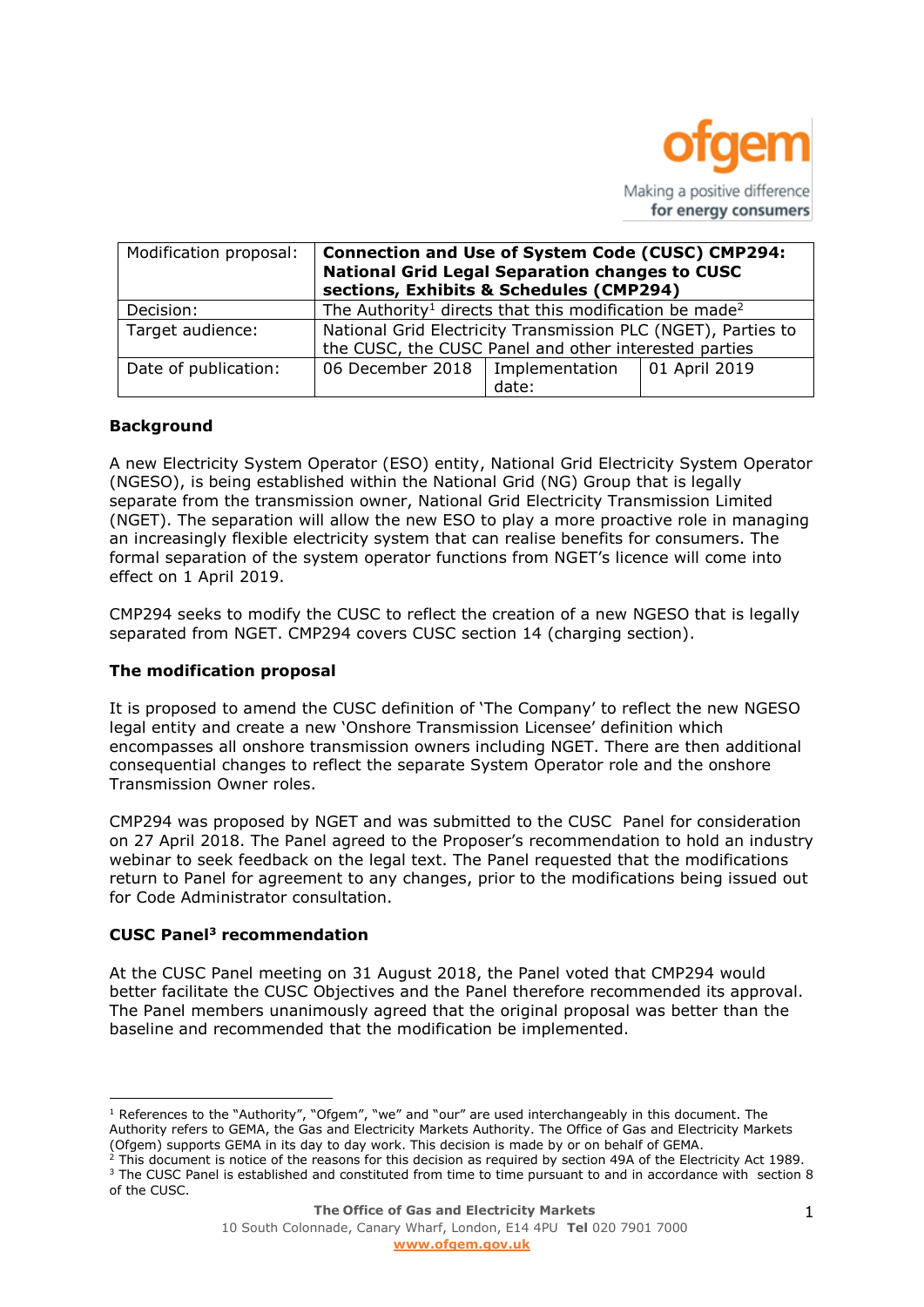| | | | |
|---|---|---|---|
| Modification proposal: | **Connection and Use of System Code (CUSC) CMP294: National Grid Legal Separation changes to CUSC sections, Exhibits & Schedules (CMP294)** | | |
| Decision: | The Authority[1] directs that this modification be made[2] | | |
| Target audience: | National Grid Electricity Transmission PLC (NGET), Parties to the CUSC, the CUSC Panel and other interested parties | | |
| Date of publication: | 06 December 2018 | Implementation date: | 01 April 2019 |

## Background

A new Electricity System Operator (ESO) entity, National Grid Electricity System Operator (NGESO), is being established within the National Grid (NG) Group that is legally separate from the transmission owner, National Grid Electricity Transmission Limited (NGET). The separation will allow the new ESO to play a more proactive role in managing an increasingly flexible electricity system that can realise benefits for consumers. The formal separation of the system operator functions from NGET's licence will come into effect on 1 April 2019.

CMP294 seeks to modify the CUSC to reflect the creation of a new NGESO that is legally separated from NGET. CMP294 covers CUSC section 14 (charging section).

## The modification proposal

It is proposed to amend the CUSC definition of 'The Company' to reflect the new NGESO legal entity and create a new 'Onshore Transmission Licensee' definition which encompasses all onshore transmission owners including NGET. There are then additional consequential changes to reflect the separate System Operator role and the onshore Transmission Owner roles.

CMP294 was proposed by NGET and was submitted to the CUSC Panel for consideration on 27 April 2018. The Panel agreed to the Proposer's recommendation to hold an industry webinar to seek feedback on the legal text. The Panel requested that the modifications return to Panel for agreement to any changes, prior to the modifications being issued out for Code Administrator consultation.

## CUSC Panel[3] recommendation

At the CUSC Panel meeting on 31 August 2018, the Panel voted that CMP294 would better facilitate the CUSC Objectives and the Panel therefore recommended its approval. The Panel members unanimously agreed that the original proposal was better than the baseline and recommended that the modification be implemented.

---

[1] References to the "Authority", "Ofgem", "we" and "our" are used interchangeably in this document. The Authority refers to GEMA, the Gas and Electricity Markets Authority. The Office of Gas and Electricity Markets (Ofgem) supports GEMA in its day to day work. This decision is made by or on behalf of GEMA.

[2] This document is notice of the reasons for this decision as required by section 49A of the Electricity Act 1989.

[3] The CUSC Panel is established and constituted from time to time pursuant to and in accordance with section 8 of the CUSC.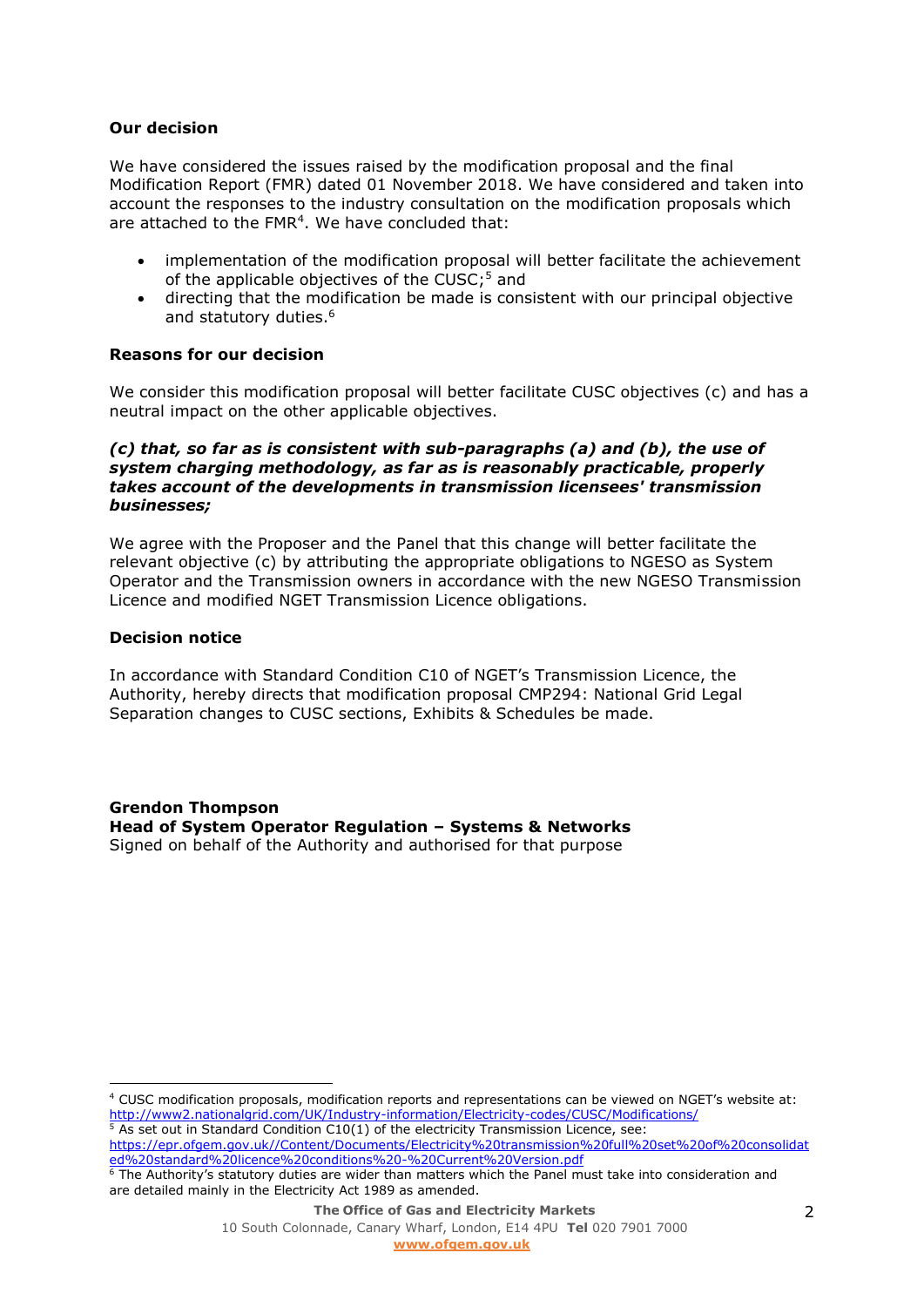**Our decision**

We have considered the issues raised by the modification proposal and the final Modification Report (FMR) dated 01 November 2018. We have considered and taken into account the responses to the industry consultation on the modification proposals which are attached to the FMR[4]. We have concluded that:

- implementation of the modification proposal will better facilitate the achievement of the applicable objectives of the CUSC;[5] and
- directing that the modification be made is consistent with our principal objective and statutory duties.[6]

**Reasons for our decision**

We consider this modification proposal will better facilitate CUSC objectives (c) and has a neutral impact on the other applicable objectives.

***(c) that, so far as is consistent with sub-paragraphs (a) and (b), the use of system charging methodology, as far as is reasonably practicable, properly takes account of the developments in transmission licensees' transmission businesses;***

We agree with the Proposer and the Panel that this change will better facilitate the relevant objective (c) by attributing the appropriate obligations to NGESO as System Operator and the Transmission owners in accordance with the new NGESO Transmission Licence and modified NGET Transmission Licence obligations.

**Decision notice**

In accordance with Standard Condition C10 of NGET's Transmission Licence, the Authority, hereby directs that modification proposal CMP294: National Grid Legal Separation changes to CUSC sections, Exhibits & Schedules be made.

**Grendon Thompson**
**Head of System Operator Regulation – Systems & Networks**
Signed on behalf of the Authority and authorised for that purpose

[4] CUSC modification proposals, modification reports and representations can be viewed on NGET's website at: http://www2.nationalgrid.com/UK/Industry-information/Electricity-codes/CUSC/Modifications/

[5] As set out in Standard Condition C10(1) of the electricity Transmission Licence, see: https://epr.ofgem.gov.uk//Content/Documents/Electricity%20transmission%20full%20set%20of%20consolidated%20standard%20licence%20conditions%20-%20Current%20Version.pdf

[6] The Authority's statutory duties are wider than matters which the Panel must take into consideration and are detailed mainly in the Electricity Act 1989 as amended.

The Office of Gas and Electricity Markets
10 South Colonnade, Canary Wharf, London, E14 4PU **Tel** 020 7901 7000
**www.ofgem.gov.uk**